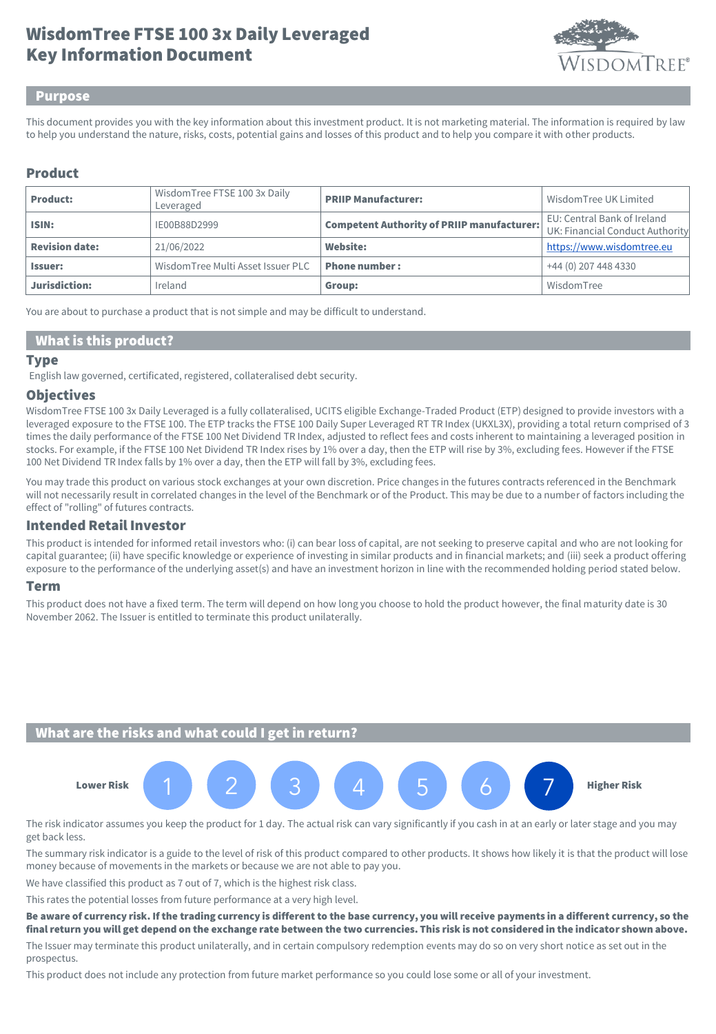# WisdomTree FTSE 100 3x Daily Leveraged
# Key Information Document

## Purpose

This document provides you with the key information about this investment product. It is not marketing material. The information is required by law to help you understand the nature, risks, costs, potential gains and losses of this product and to help you compare it with other products.

## Product

| Product: | WisdomTree FTSE 100 3x Daily Leveraged | PRIIP Manufacturer: | WisdomTree UK Limited |
|---|---|---|---|
| ISIN: | IE00B88D2999 | Competent Authority of PRIIP manufacturer: | EU: Central Bank of Ireland UK: Financial Conduct Authority |
| Revision date: | 21/06/2022 | Website: | https://www.wisdomtree.eu |
| Issuer: | WisdomTree Multi Asset Issuer PLC | Phone number : | +44 (0) 207 448 4330 |
| Jurisdiction: | Ireland | Group: | WisdomTree |

You are about to purchase a product that is not simple and may be difficult to understand.

## What is this product?

### Type

English law governed, certificated, registered, collateralised debt security.

### Objectives

WisdomTree FTSE 100 3x Daily Leveraged is a fully collateralised, UCITS eligible Exchange-Traded Product (ETP) designed to provide investors with a leveraged exposure to the FTSE 100. The ETP tracks the FTSE 100 Daily Super Leveraged RT TR Index (UKXL3X), providing a total return comprised of 3 times the daily performance of the FTSE 100 Net Dividend TR Index, adjusted to reflect fees and costs inherent to maintaining a leveraged position in stocks. For example, if the FTSE 100 Net Dividend TR Index rises by 1% over a day, then the ETP will rise by 3%, excluding fees. However if the FTSE 100 Net Dividend TR Index falls by 1% over a day, then the ETP will fall by 3%, excluding fees.

You may trade this product on various stock exchanges at your own discretion. Price changes in the futures contracts referenced in the Benchmark will not necessarily result in correlated changes in the level of the Benchmark or of the Product. This may be due to a number of factors including the effect of "rolling" of futures contracts.

### Intended Retail Investor

This product is intended for informed retail investors who: (i) can bear loss of capital, are not seeking to preserve capital and who are not looking for capital guarantee; (ii) have specific knowledge or experience of investing in similar products and in financial markets; and (iii) seek a product offering exposure to the performance of the underlying asset(s) and have an investment horizon in line with the recommended holding period stated below.

### Term

This product does not have a fixed term. The term will depend on how long you choose to hold the product however, the final maturity date is 30 November 2062. The Issuer is entitled to terminate this product unilaterally.

## What are the risks and what could I get in return?

Lower Risk 1 2 3 4 5 6 **7** Higher Risk

The risk indicator assumes you keep the product for 1 day. The actual risk can vary significantly if you cash in at an early or later stage and you may get back less.

The summary risk indicator is a guide to the level of risk of this product compared to other products. It shows how likely it is that the product will lose money because of movements in the markets or because we are not able to pay you.

We have classified this product as 7 out of 7, which is the highest risk class.

This rates the potential losses from future performance at a very high level.

**Be aware of currency risk. If the trading currency is different to the base currency, you will receive payments in a different currency, so the final return you will get depend on the exchange rate between the two currencies. This risk is not considered in the indicator shown above.**

The Issuer may terminate this product unilaterally, and in certain compulsory redemption events may do so on very short notice as set out in the prospectus.

This product does not include any protection from future market performance so you could lose some or all of your investment.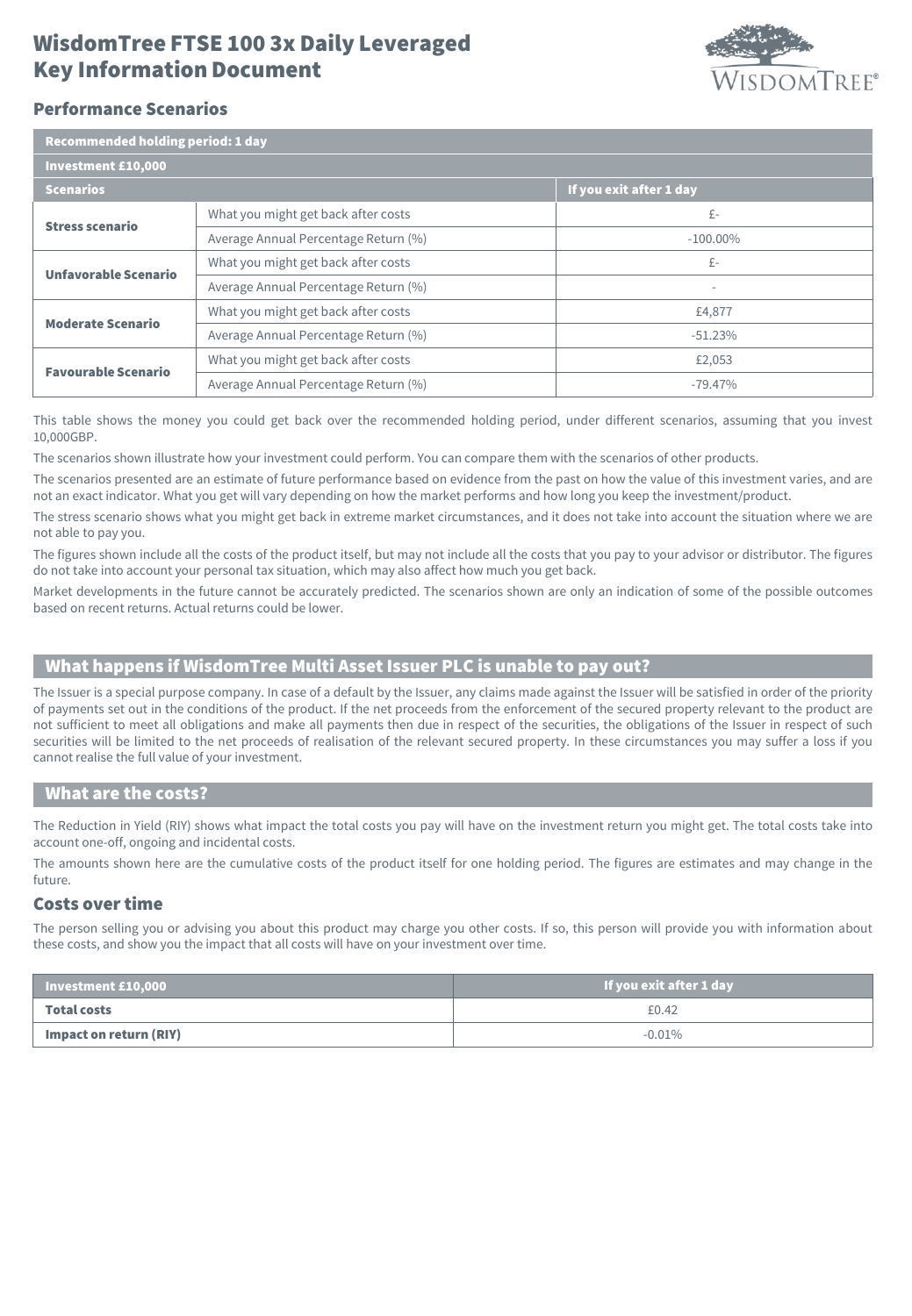# WisdomTree FTSE 100 3x Daily Leveraged Key Information Document

## Performance Scenarios

| Recommended holding period: 1 day | | |
|---|---|---|
| **Investment £10,000** | | |
| **Scenarios** | | **If you exit after 1 day** |
| **Stress scenario** | What you might get back after costs | £- |
| | Average Annual Percentage Return (%) | -100.00% |
| **Unfavorable Scenario** | What you might get back after costs | £- |
| | Average Annual Percentage Return (%) | - |
| **Moderate Scenario** | What you might get back after costs | £4,877 |
| | Average Annual Percentage Return (%) | -51.23% |
| **Favourable Scenario** | What you might get back after costs | £2,053 |
| | Average Annual Percentage Return (%) | -79.47% |

This table shows the money you could get back over the recommended holding period, under different scenarios, assuming that you invest 10,000GBP.

The scenarios shown illustrate how your investment could perform. You can compare them with the scenarios of other products.

The scenarios presented are an estimate of future performance based on evidence from the past on how the value of this investment varies, and are not an exact indicator. What you get will vary depending on how the market performs and how long you keep the investment/product.

The stress scenario shows what you might get back in extreme market circumstances, and it does not take into account the situation where we are not able to pay you.

The figures shown include all the costs of the product itself, but may not include all the costs that you pay to your advisor or distributor. The figures do not take into account your personal tax situation, which may also affect how much you get back.

Market developments in the future cannot be accurately predicted. The scenarios shown are only an indication of some of the possible outcomes based on recent returns. Actual returns could be lower.

## What happens if WisdomTree Multi Asset Issuer PLC is unable to pay out?

The Issuer is a special purpose company. In case of a default by the Issuer, any claims made against the Issuer will be satisfied in order of the priority of payments set out in the conditions of the product. If the net proceeds from the enforcement of the secured property relevant to the product are not sufficient to meet all obligations and make all payments then due in respect of the securities, the obligations of the Issuer in respect of such securities will be limited to the net proceeds of realisation of the relevant secured property. In these circumstances you may suffer a loss if you cannot realise the full value of your investment.

## What are the costs?

The Reduction in Yield (RIY) shows what impact the total costs you pay will have on the investment return you might get. The total costs take into account one-off, ongoing and incidental costs.

The amounts shown here are the cumulative costs of the product itself for one holding period. The figures are estimates and may change in the future.

### Costs over time

The person selling you or advising you about this product may charge you other costs. If so, this person will provide you with information about these costs, and show you the impact that all costs will have on your investment over time.

| Investment £10,000 | If you exit after 1 day |
|---|---|
| **Total costs** | £0.42 |
| **Impact on return (RIY)** | -0.01% |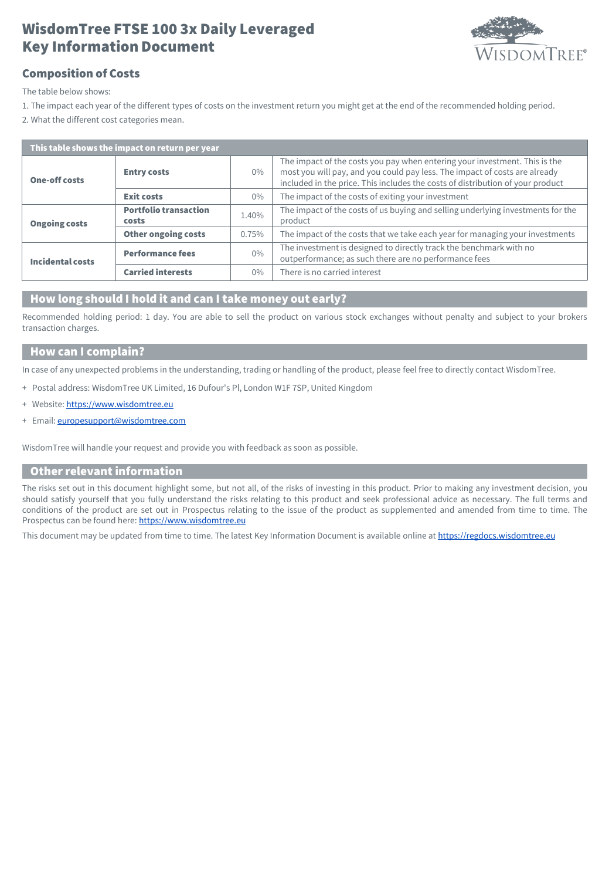# WisdomTree FTSE 100 3x Daily Leveraged Key Information Document

## Composition of Costs

The table below shows:

1. The impact each year of the different types of costs on the investment return you might get at the end of the recommended holding period.
2. What the different cost categories mean.

| This table shows the impact on return per year | | | |
|---|---|---|---|
| **One-off costs** | **Entry costs** | 0% | The impact of the costs you pay when entering your investment. This is the most you will pay, and you could pay less. The impact of costs are already included in the price. This includes the costs of distribution of your product |
| | **Exit costs** | 0% | The impact of the costs of exiting your investment |
| **Ongoing costs** | **Portfolio transaction costs** | 1.40% | The impact of the costs of us buying and selling underlying investments for the product |
| | **Other ongoing costs** | 0.75% | The impact of the costs that we take each year for managing your investments |
| **Incidental costs** | **Performance fees** | 0% | The investment is designed to directly track the benchmark with no outperformance; as such there are no performance fees |
| | **Carried interests** | 0% | There is no carried interest |

## How long should I hold it and can I take money out early?

Recommended holding period: 1 day. You are able to sell the product on various stock exchanges without penalty and subject to your brokers transaction charges.

## How can I complain?

In case of any unexpected problems in the understanding, trading or handling of the product, please feel free to directly contact WisdomTree.

- Postal address: WisdomTree UK Limited, 16 Dufour's Pl, London W1F 7SP, United Kingdom
- Website: https://www.wisdomtree.eu
- Email: europesupport@wisdomtree.com

WisdomTree will handle your request and provide you with feedback as soon as possible.

## Other relevant information

The risks set out in this document highlight some, but not all, of the risks of investing in this product. Prior to making any investment decision, you should satisfy yourself that you fully understand the risks relating to this product and seek professional advice as necessary. The full terms and conditions of the product are set out in Prospectus relating to the issue of the product as supplemented and amended from time to time. The Prospectus can be found here: https://www.wisdomtree.eu

This document may be updated from time to time. The latest Key Information Document is available online at https://regdocs.wisdomtree.eu